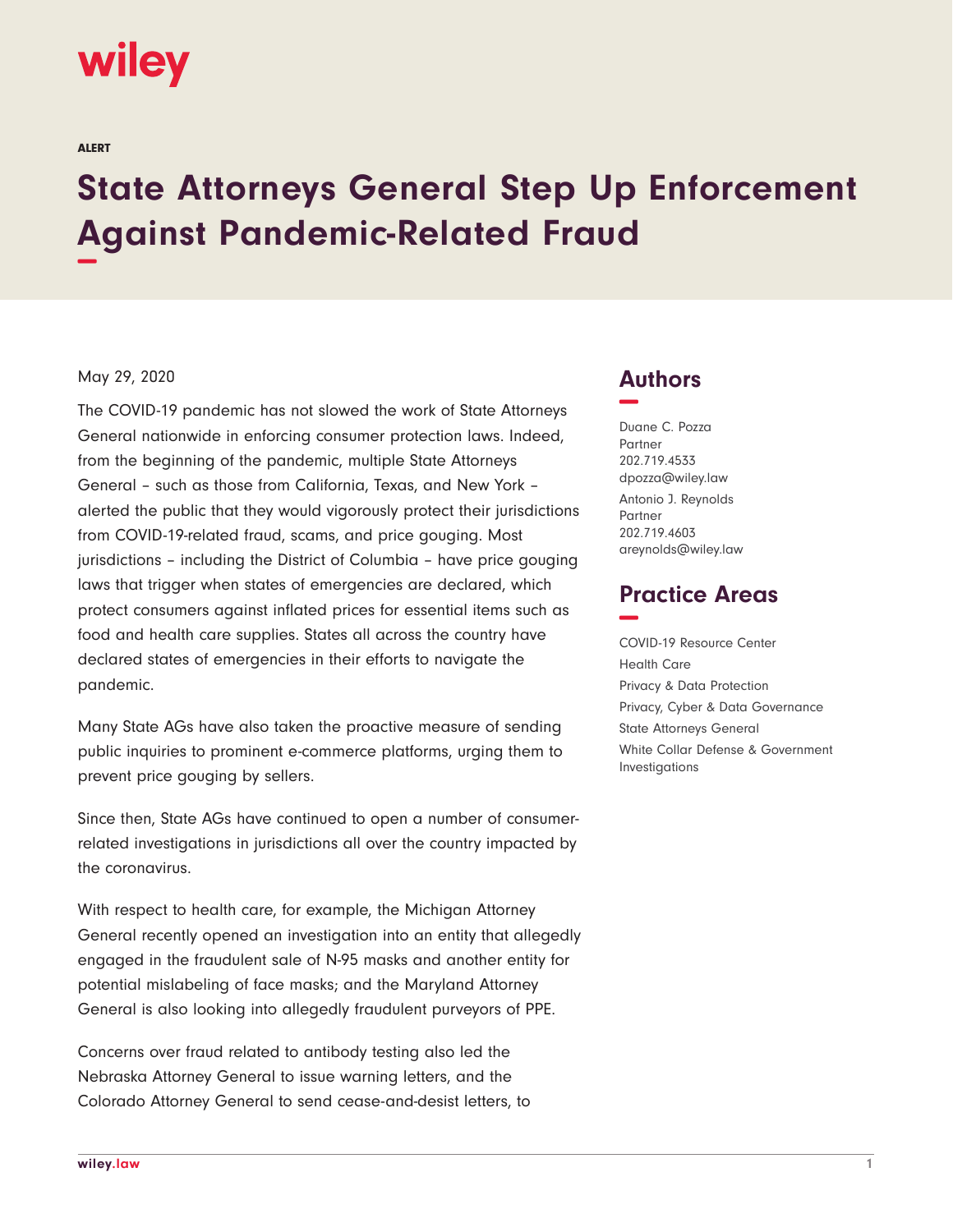wiley

ALERT

# State Attorneys General Step Up Enforcement Against Pandemic-Related Fraud

May 29, 2020

The COVID-19 pandemic has not slowed the work of State Attorneys General nationwide in enforcing consumer protection laws. Indeed, from the beginning of the pandemic, multiple State Attorneys General – such as those from California, Texas, and New York – alerted the public that they would vigorously protect their jurisdictions from COVID-19-related fraud, scams, and price gouging. Most jurisdictions – including the District of Columbia – have price gouging laws that trigger when states of emergencies are declared, which protect consumers against inflated prices for essential items such as food and health care supplies. States all across the country have declared states of emergencies in their efforts to navigate the pandemic.

Many State AGs have also taken the proactive measure of sending public inquiries to prominent e-commerce platforms, urging them to prevent price gouging by sellers.

Since then, State AGs have continued to open a number of consumer-related investigations in jurisdictions all over the country impacted by the coronavirus.

With respect to health care, for example, the Michigan Attorney General recently opened an investigation into an entity that allegedly engaged in the fraudulent sale of N-95 masks and another entity for potential mislabeling of face masks; and the Maryland Attorney General is also looking into allegedly fraudulent purveyors of PPE.

Concerns over fraud related to antibody testing also led the Nebraska Attorney General to issue warning letters, and the Colorado Attorney General to send cease-and-desist letters, to

## Authors

Duane C. Pozza
Partner
202.719.4533
dpozza@wiley.law

Antonio J. Reynolds
Partner
202.719.4603
areynolds@wiley.law

## Practice Areas

COVID-19 Resource Center
Health Care
Privacy & Data Protection
Privacy, Cyber & Data Governance
State Attorneys General
White Collar Defense & Government Investigations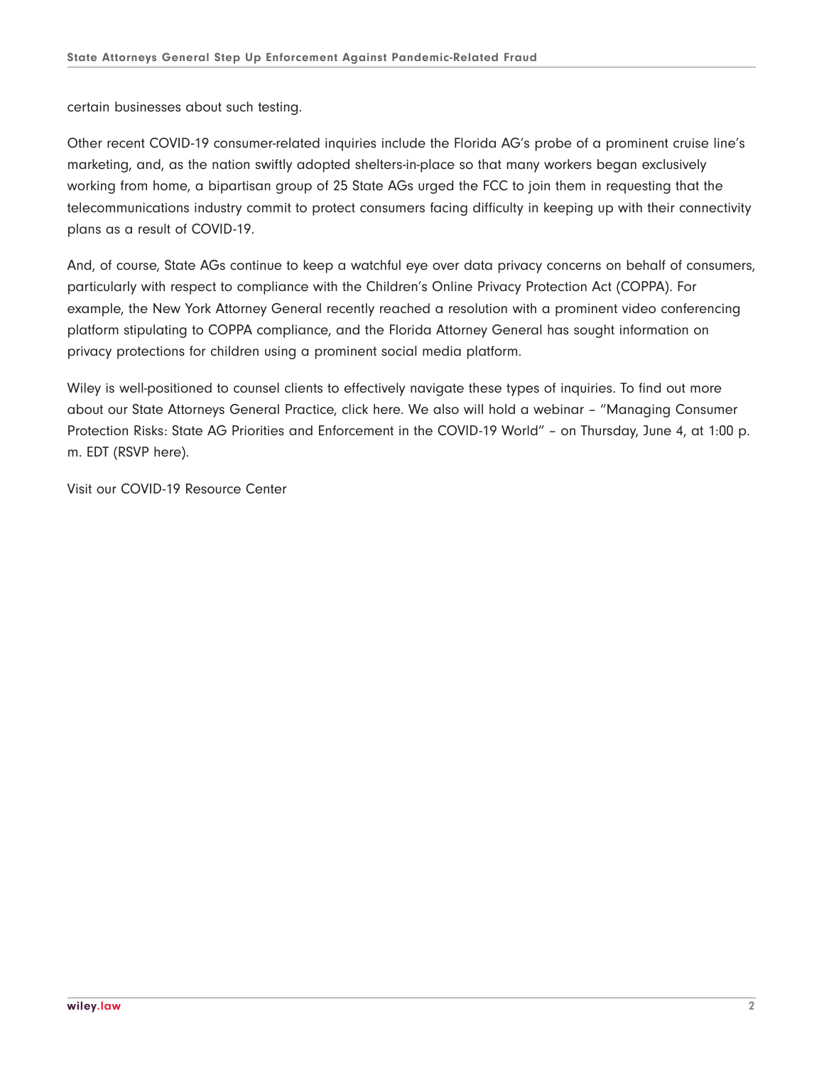certain businesses about such testing.

Other recent COVID-19 consumer-related inquiries include the Florida AG's probe of a prominent cruise line's marketing, and, as the nation swiftly adopted shelters-in-place so that many workers began exclusively working from home, a bipartisan group of 25 State AGs urged the FCC to join them in requesting that the telecommunications industry commit to protect consumers facing difficulty in keeping up with their connectivity plans as a result of COVID-19.

And, of course, State AGs continue to keep a watchful eye over data privacy concerns on behalf of consumers, particularly with respect to compliance with the Children's Online Privacy Protection Act (COPPA). For example, the New York Attorney General recently reached a resolution with a prominent video conferencing platform stipulating to COPPA compliance, and the Florida Attorney General has sought information on privacy protections for children using a prominent social media platform.

Wiley is well-positioned to counsel clients to effectively navigate these types of inquiries. To find out more about our State Attorneys General Practice, click here. We also will hold a webinar – "Managing Consumer Protection Risks: State AG Priorities and Enforcement in the COVID-19 World" – on Thursday, June 4, at 1:00 p.m. EDT (RSVP here).

Visit our COVID-19 Resource Center